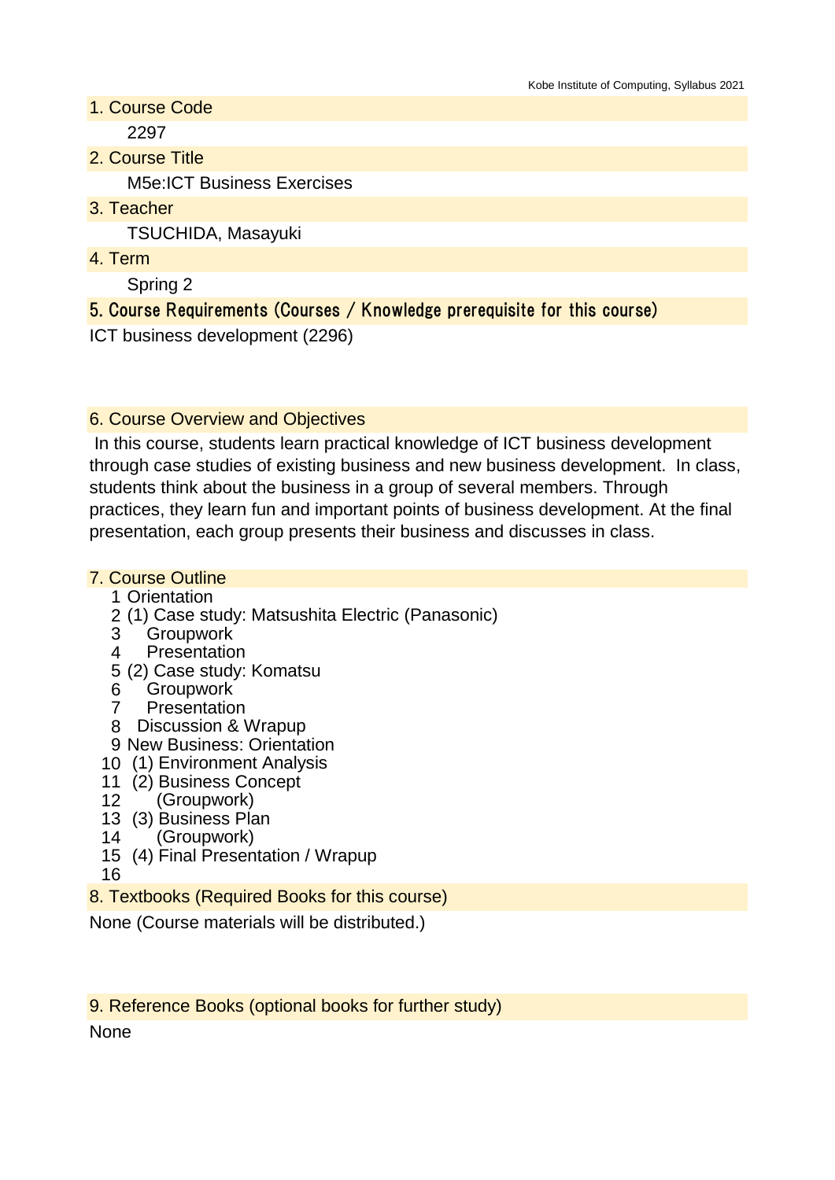## 1. Course Code

2297

## 2. Course Title

M5e:ICT Business Exercises

## 3. Teacher

TSUCHIDA, Masayuki

## 4. Term

Spring 2

## 5. Course Requirements (Courses / Knowledge prerequisite for this course)

ICT business development (2296)

## 6. Course Overview and Objectives

In this course, students learn practical knowledge of ICT business development through case studies of existing business and new business development. In class, students think about the business in a group of several members. Through practices, they learn fun and important points of business development. At the final presentation, each group presents their business and discusses in class.

## 7. Course Outline

1 Orientation
2 (1) Case study: Matsushita Electric (Panasonic)
3 Groupwork
4 Presentation
5 (2) Case study: Komatsu
6 Groupwork
7 Presentation
8 Discussion & Wrapup
9 New Business: Orientation
10 (1) Environment Analysis
11 (2) Business Concept
12 (Groupwork)
13 (3) Business Plan
14 (Groupwork)
15 (4) Final Presentation / Wrapup
16

## 8. Textbooks (Required Books for this course)

None (Course materials will be distributed.)

## 9. Reference Books (optional books for further study)

None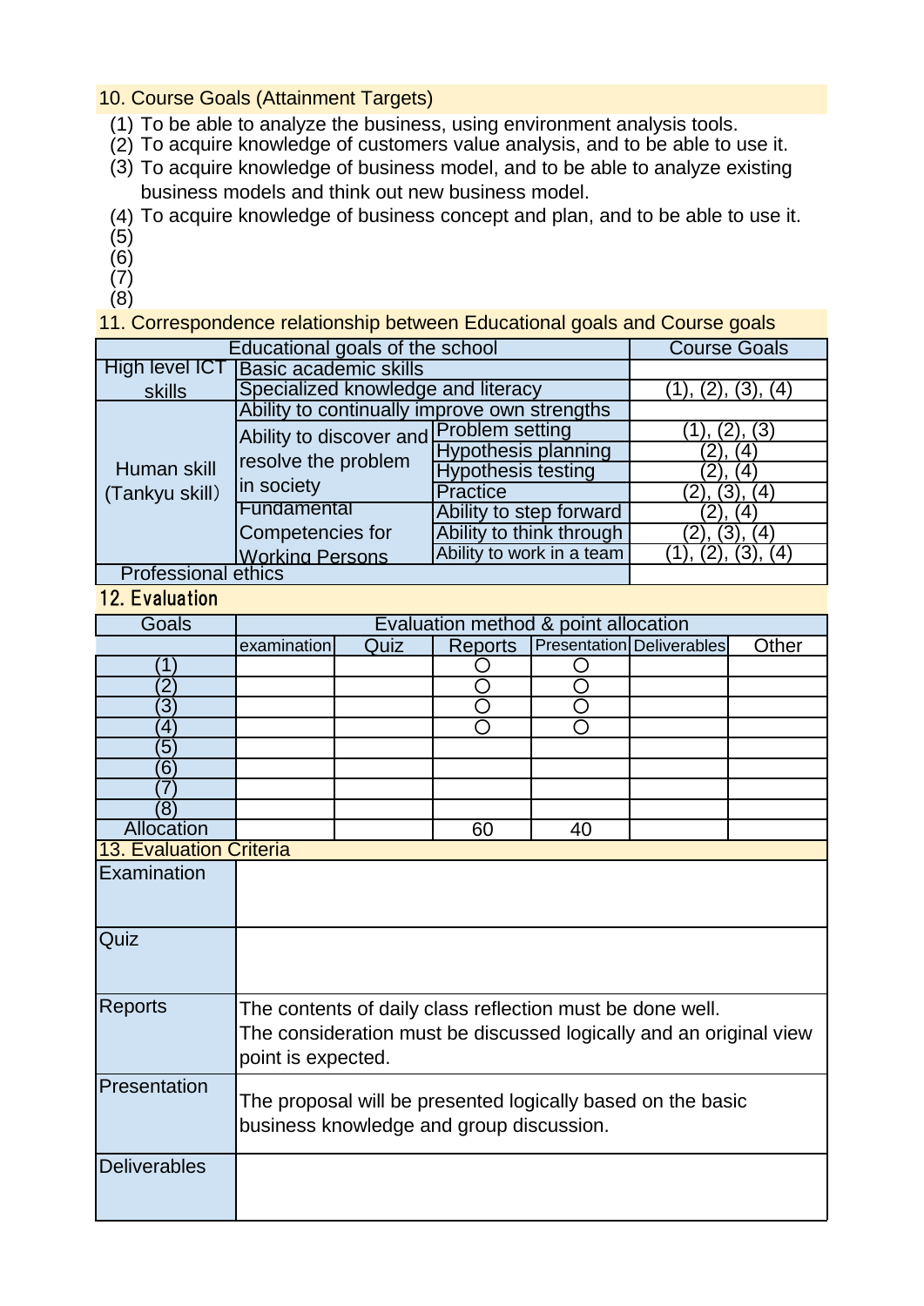## 10. Course Goals (Attainment Targets)

(1) To be able to analyze the business, using environment analysis tools.
(2) To acquire knowledge of customers value analysis, and to be able to use it.
(3) To acquire knowledge of business model, and to be able to analyze existing business models and think out new business model.
(4) To acquire knowledge of business concept and plan, and to be able to use it.
(5)
(6)
(7)
(8)

## 11. Correspondence relationship between Educational goals and Course goals

| Educational goals of the school | | | Course Goals |
|---|---|---|---|
| High level ICT skills | Basic academic skills | | |
| | Specialized knowledge and literacy | | (1), (2), (3), (4) |
| Human skill (Tankyu skill) | Ability to continually improve own strengths | | |
| | Ability to discover and resolve the problem in society | Problem setting | (1), (2), (3) |
| | | Hypothesis planning | (2), (4) |
| | | Hypothesis testing | (2), (4) |
| | | Practice | (2), (3), (4) |
| | Fundamental Competencies for Working Persons | Ability to step forward | (2), (4) |
| | | Ability to think through | (2), (3), (4) |
| | | Ability to work in a team | (1), (2), (3), (4) |
| Professional ethics | | | |

## 12. Evaluation

| Goals | Evaluation method & point allocation | | | | | |
|---|---|---|---|---|---|---|
| | examination | Quiz | Reports | Presentation | Deliverables | Other |
| (1) | | | ○ | ○ | | |
| (2) | | | ○ | ○ | | |
| (3) | | | ○ | ○ | | |
| (4) | | | ○ | ○ | | |
| (5) | | | | | | |
| (6) | | | | | | |
| (7) | | | | | | |
| (8) | | | | | | |
| Allocation | | | 60 | 40 | | |

## 13. Evaluation Criteria

| | |
|---|---|
| Examination | |
| Quiz | |
| Reports | The contents of daily class reflection must be done well.<br>The consideration must be discussed logically and an original view point is expected. |
| Presentation | The proposal will be presented logically based on the basic business knowledge and group discussion. |
| Deliverables | |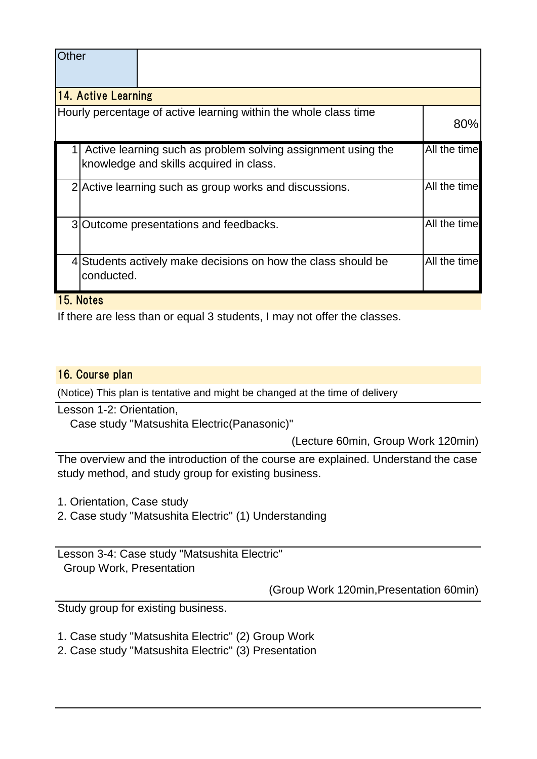| Other | |
|---|---|

## 14. Active Learning

| Hourly percentage of active learning within the whole class time | | 80% |
|---|---|---|
| 1 | Active learning such as problem solving assignment using the knowledge and skills acquired in class. | All the time |
| 2 | Active learning such as group works and discussions. | All the time |
| 3 | Outcome presentations and feedbacks. | All the time |
| 4 | Students actively make decisions on how the class should be conducted. | All the time |

## 15. Notes

If there are less than or equal 3 students, I may not offer the classes.

## 16. Course plan

(Notice) This plan is tentative and might be changed at the time of delivery

Lesson 1-2: Orientation,
Case study "Matsushita Electric(Panasonic)"

(Lecture 60min, Group Work 120min)

The overview and the introduction of the course are explained. Understand the case study method, and study group for existing business.

1. Orientation, Case study
2. Case study "Matsushita Electric" (1) Understanding

Lesson 3-4: Case study "Matsushita Electric"
Group Work, Presentation

(Group Work 120min,Presentation 60min)

Study group for existing business.

1. Case study "Matsushita Electric" (2) Group Work
2. Case study "Matsushita Electric" (3) Presentation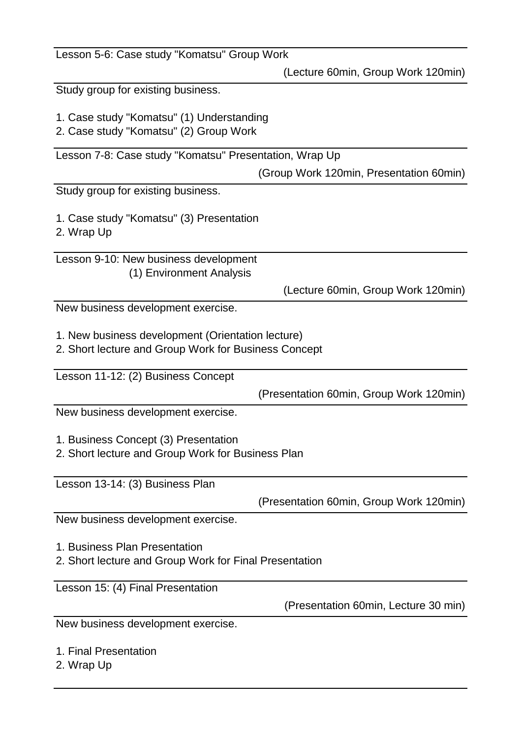Lesson 5-6: Case study "Komatsu" Group Work

(Lecture 60min, Group Work 120min)

Study group for existing business.

1. Case study "Komatsu" (1) Understanding
2. Case study "Komatsu" (2) Group Work

Lesson 7-8: Case study "Komatsu" Presentation, Wrap Up

(Group Work 120min, Presentation 60min)

Study group for existing business.

1. Case study "Komatsu" (3) Presentation
2. Wrap Up

Lesson 9-10: New business development
(1) Environment Analysis

(Lecture 60min, Group Work 120min)

New business development exercise.

1. New business development (Orientation lecture)
2. Short lecture and Group Work for Business Concept

Lesson 11-12: (2) Business Concept

(Presentation 60min, Group Work 120min)

New business development exercise.

1. Business Concept (3) Presentation
2. Short lecture and Group Work for Business Plan

Lesson 13-14: (3) Business Plan

(Presentation 60min, Group Work 120min)

New business development exercise.

1. Business Plan Presentation
2. Short lecture and Group Work for Final Presentation

Lesson 15: (4) Final Presentation

(Presentation 60min, Lecture 30 min)

New business development exercise.

1. Final Presentation
2. Wrap Up